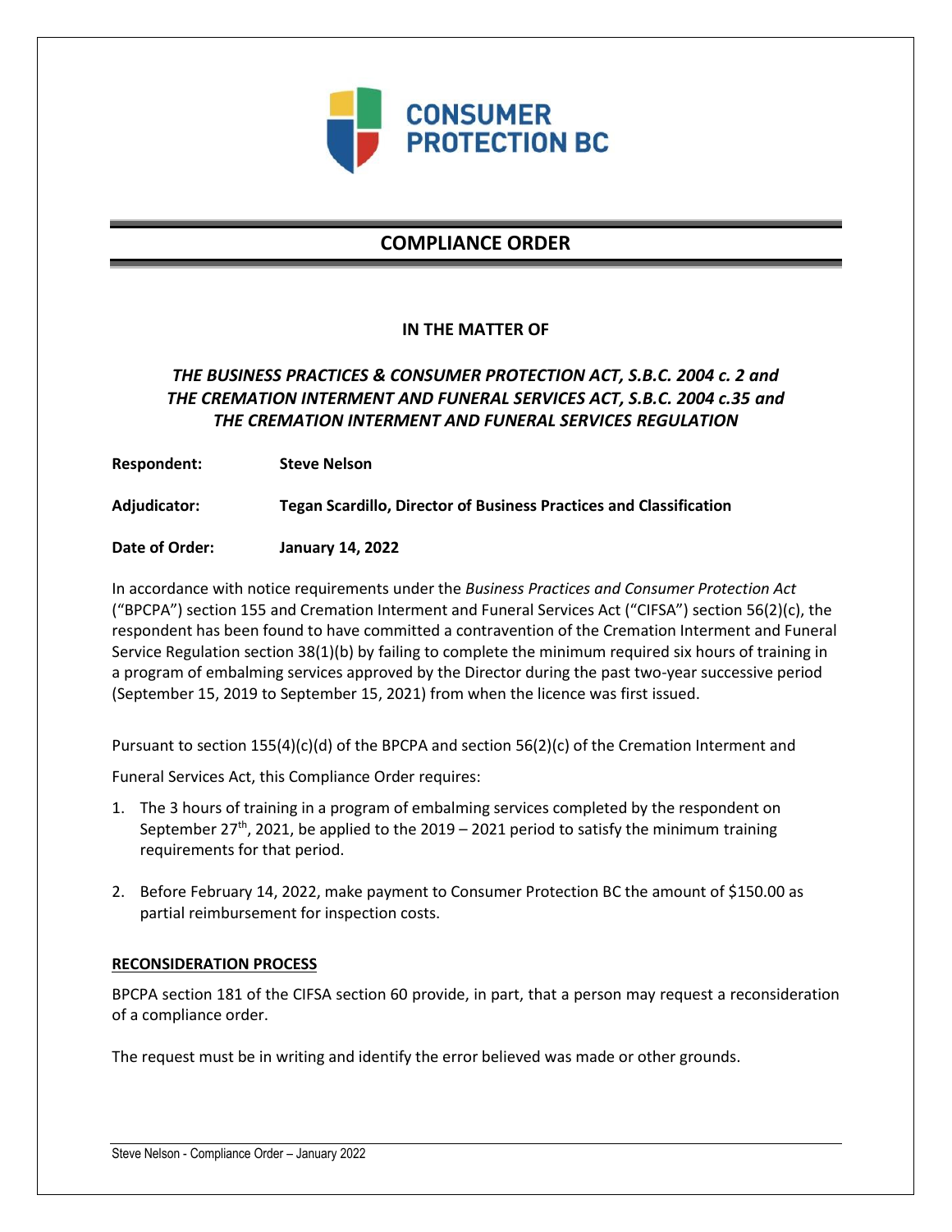CONSUMER PROTECTION BC

# COMPLIANCE ORDER

**IN THE MATTER OF**

***THE BUSINESS PRACTICES & CONSUMER PROTECTION ACT, S.B.C. 2004 c. 2 and THE CREMATION INTERMENT AND FUNERAL SERVICES ACT, S.B.C. 2004 c.35 and THE CREMATION INTERMENT AND FUNERAL SERVICES REGULATION***

**Respondent:** **Steve Nelson**

**Adjudicator:** **Tegan Scardillo, Director of Business Practices and Classification**

**Date of Order:** **January 14, 2022**

In accordance with notice requirements under the *Business Practices and Consumer Protection Act* ("BPCPA") section 155 and Cremation Interment and Funeral Services Act ("CIFSA") section 56(2)(c), the respondent has been found to have committed a contravention of the Cremation Interment and Funeral Service Regulation section 38(1)(b) by failing to complete the minimum required six hours of training in a program of embalming services approved by the Director during the past two-year successive period (September 15, 2019 to September 15, 2021) from when the licence was first issued.

Pursuant to section 155(4)(c)(d) of the BPCPA and section 56(2)(c) of the Cremation Interment and Funeral Services Act, this Compliance Order requires:

1. The 3 hours of training in a program of embalming services completed by the respondent on September 27th, 2021, be applied to the 2019 – 2021 period to satisfy the minimum training requirements for that period.
2. Before February 14, 2022, make payment to Consumer Protection BC the amount of $150.00 as partial reimbursement for inspection costs.

## RECONSIDERATION PROCESS

BPCPA section 181 of the CIFSA section 60 provide, in part, that a person may request a reconsideration of a compliance order.

The request must be in writing and identify the error believed was made or other grounds.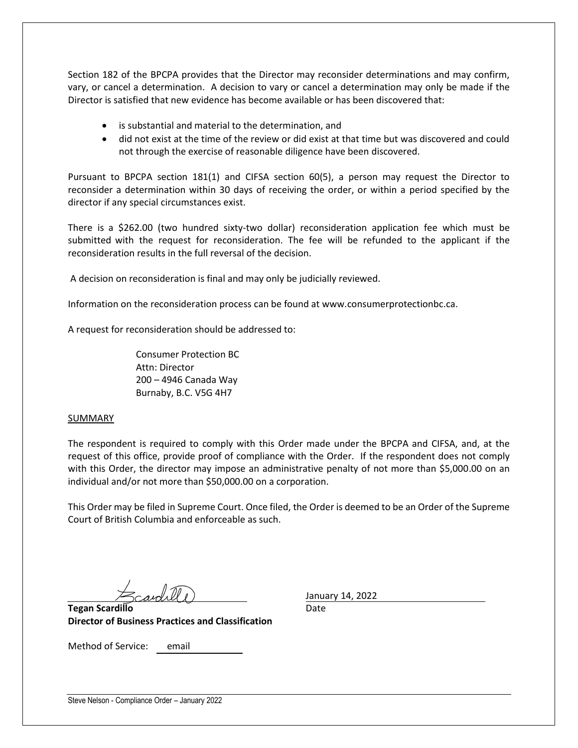Section 182 of the BPCPA provides that the Director may reconsider determinations and may confirm, vary, or cancel a determination. A decision to vary or cancel a determination may only be made if the Director is satisfied that new evidence has become available or has been discovered that:

- is substantial and material to the determination, and
- did not exist at the time of the review or did exist at that time but was discovered and could not through the exercise of reasonable diligence have been discovered.

Pursuant to BPCPA section 181(1) and CIFSA section 60(5), a person may request the Director to reconsider a determination within 30 days of receiving the order, or within a period specified by the director if any special circumstances exist.

There is a $262.00 (two hundred sixty-two dollar) reconsideration application fee which must be submitted with the request for reconsideration. The fee will be refunded to the applicant if the reconsideration results in the full reversal of the decision.

A decision on reconsideration is final and may only be judicially reviewed.

Information on the reconsideration process can be found at www.consumerprotectionbc.ca.

A request for reconsideration should be addressed to:

Consumer Protection BC
Attn: Director
200 – 4946 Canada Way
Burnaby, B.C. V5G 4H7

## SUMMARY

The respondent is required to comply with this Order made under the BPCPA and CIFSA, and, at the request of this office, provide proof of compliance with the Order. If the respondent does not comply with this Order, the director may impose an administrative penalty of not more than $5,000.00 on an individual and/or not more than $50,000.00 on a corporation.

This Order may be filed in Supreme Court. Once filed, the Order is deemed to be an Order of the Supreme Court of British Columbia and enforceable as such.

**Tegan Scardillo**
**Director of Business Practices and Classification**

January 14, 2022
Date

Method of Service: email